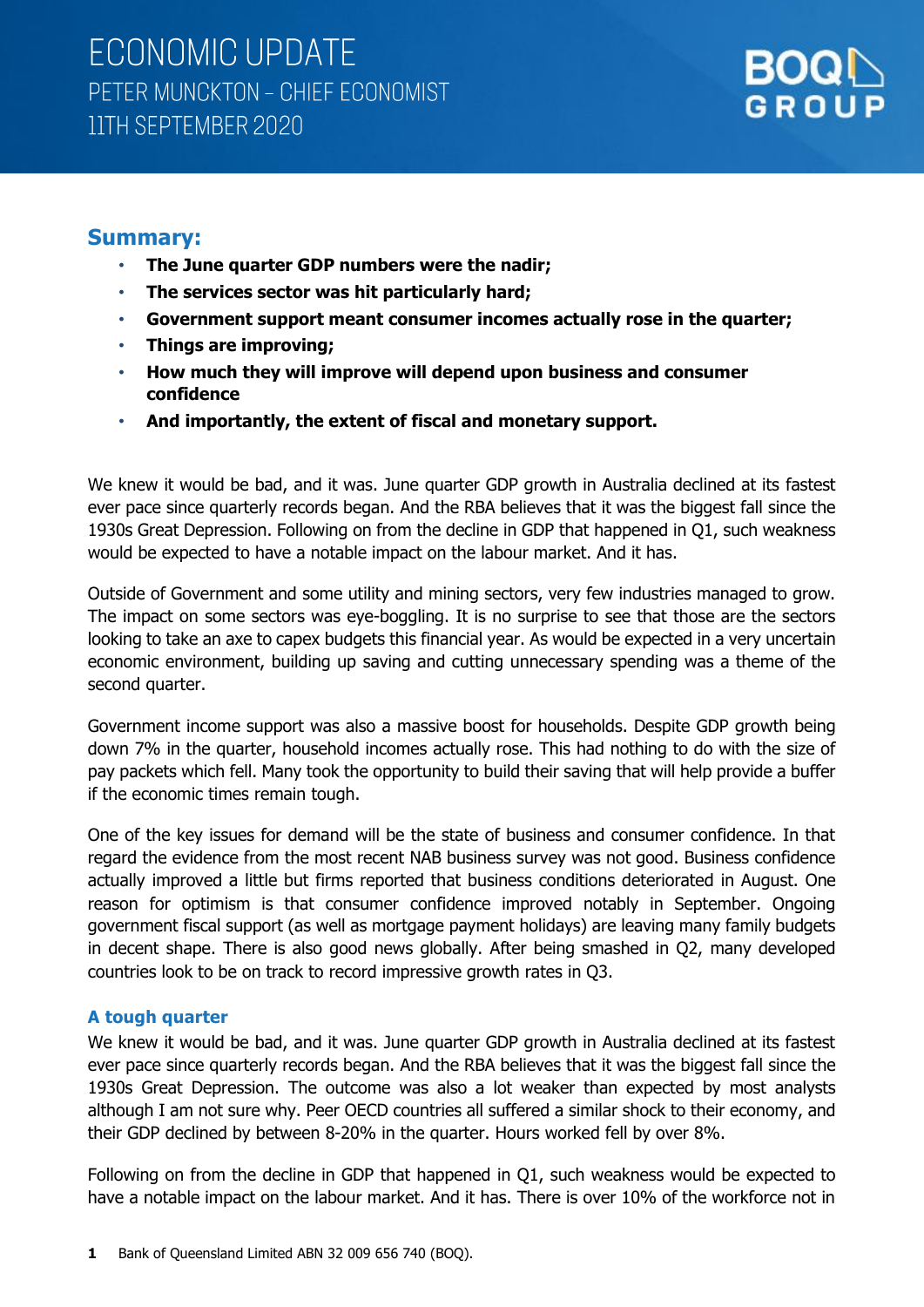# ECONOMIC UPDATE

PETER MUNCKTON – CHIEF ECONOMIST

11TH SEPTEMBER 2020

BOQ GROUP

## Summary:

- **The June quarter GDP numbers were the nadir;**
- **The services sector was hit particularly hard;**
- **Government support meant consumer incomes actually rose in the quarter;**
- **Things are improving;**
- **How much they will improve will depend upon business and consumer confidence**
- **And importantly, the extent of fiscal and monetary support.**

We knew it would be bad, and it was. June quarter GDP growth in Australia declined at its fastest ever pace since quarterly records began. And the RBA believes that it was the biggest fall since the 1930s Great Depression. Following on from the decline in GDP that happened in Q1, such weakness would be expected to have a notable impact on the labour market. And it has.

Outside of Government and some utility and mining sectors, very few industries managed to grow. The impact on some sectors was eye-boggling. It is no surprise to see that those are the sectors looking to take an axe to capex budgets this financial year. As would be expected in a very uncertain economic environment, building up saving and cutting unnecessary spending was a theme of the second quarter.

Government income support was also a massive boost for households. Despite GDP growth being down 7% in the quarter, household incomes actually rose. This had nothing to do with the size of pay packets which fell. Many took the opportunity to build their saving that will help provide a buffer if the economic times remain tough.

One of the key issues for demand will be the state of business and consumer confidence. In that regard the evidence from the most recent NAB business survey was not good. Business confidence actually improved a little but firms reported that business conditions deteriorated in August. One reason for optimism is that consumer confidence improved notably in September. Ongoing government fiscal support (as well as mortgage payment holidays) are leaving many family budgets in decent shape. There is also good news globally. After being smashed in Q2, many developed countries look to be on track to record impressive growth rates in Q3.

### A tough quarter

We knew it would be bad, and it was. June quarter GDP growth in Australia declined at its fastest ever pace since quarterly records began. And the RBA believes that it was the biggest fall since the 1930s Great Depression. The outcome was also a lot weaker than expected by most analysts although I am not sure why. Peer OECD countries all suffered a similar shock to their economy, and their GDP declined by between 8-20% in the quarter. Hours worked fell by over 8%.

Following on from the decline in GDP that happened in Q1, such weakness would be expected to have a notable impact on the labour market. And it has. There is over 10% of the workforce not in

Bank of Queensland Limited ABN 32 009 656 740 (BOQ).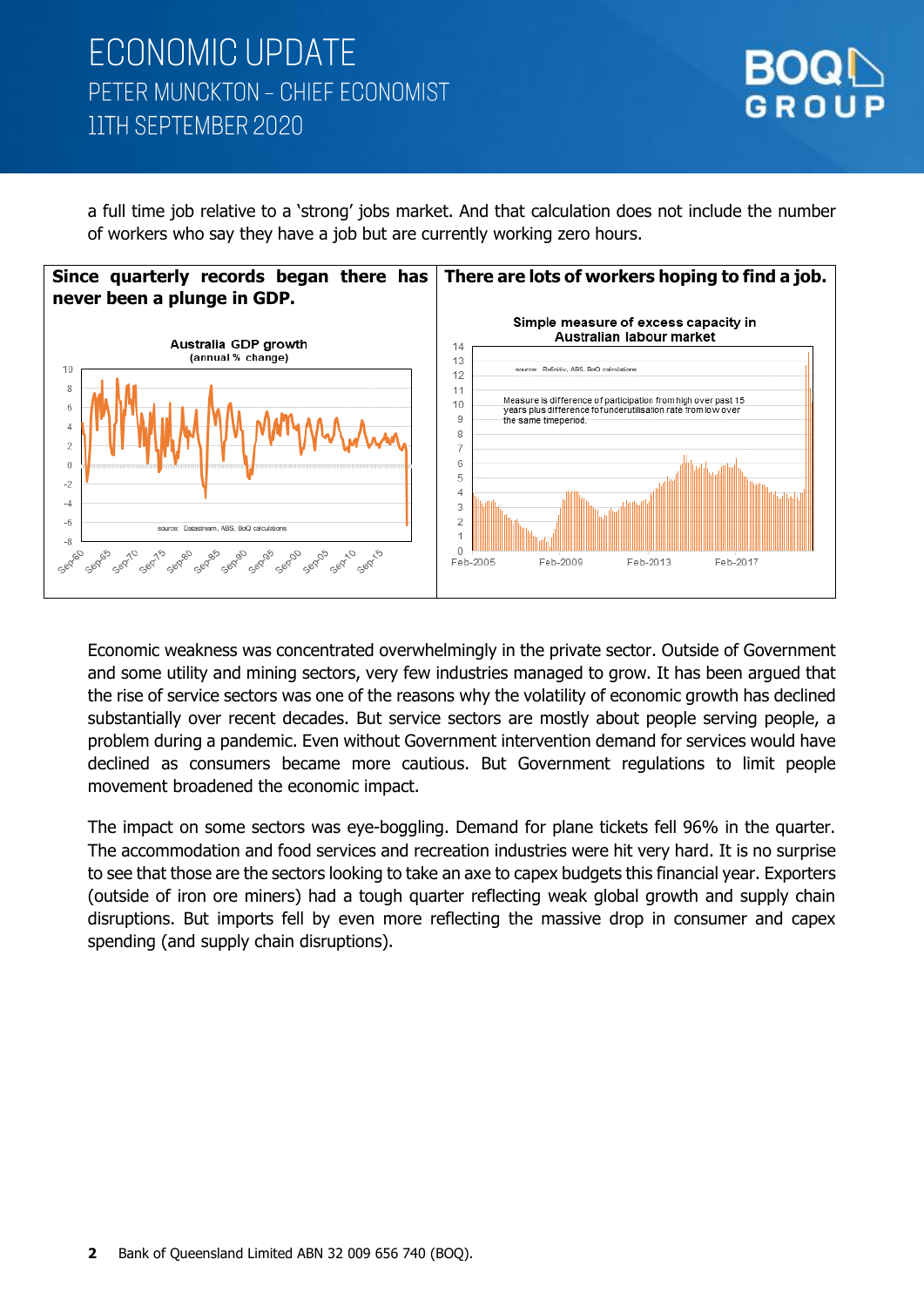a full time job relative to a 'strong' jobs market. And that calculation does not include the number of workers who say they have a job but are currently working zero hours.

**Since quarterly records began there has never been a plunge in GDP.**

Australia GDP growth
(annual % change)

10
8
6
4
2
0
-2
-4
-6
-8

source: Datastream, ABS, BoQ calculations

Sep-60 Sep-65 Sep-70 Sep-75 Sep-80 Sep-85 Sep-90 Sep-95 Sep-00 Sep-05 Sep-10 Sep-15

**There are lots of workers hoping to find a job.**

Simple measure of excess capacity in Australian labour market

14
13
12
11
10
9
8
7
6
5
4
3
2
1
0

source: Refinitiv, ABS, BoQ calculations

Measure is difference of participation from high over past 15 years plus difference fo funderutilisation rate from low over the same timeperiod.

Feb-2005 Feb-2009 Feb-2013 Feb-2017

Economic weakness was concentrated overwhelmingly in the private sector. Outside of Government and some utility and mining sectors, very few industries managed to grow. It has been argued that the rise of service sectors was one of the reasons why the volatility of economic growth has declined substantially over recent decades. But service sectors are mostly about people serving people, a problem during a pandemic. Even without Government intervention demand for services would have declined as consumers became more cautious. But Government regulations to limit people movement broadened the economic impact.

The impact on some sectors was eye-boggling. Demand for plane tickets fell 96% in the quarter. The accommodation and food services and recreation industries were hit very hard. It is no surprise to see that those are the sectors looking to take an axe to capex budgets this financial year. Exporters (outside of iron ore miners) had a tough quarter reflecting weak global growth and supply chain disruptions. But imports fell by even more reflecting the massive drop in consumer and capex spending (and supply chain disruptions).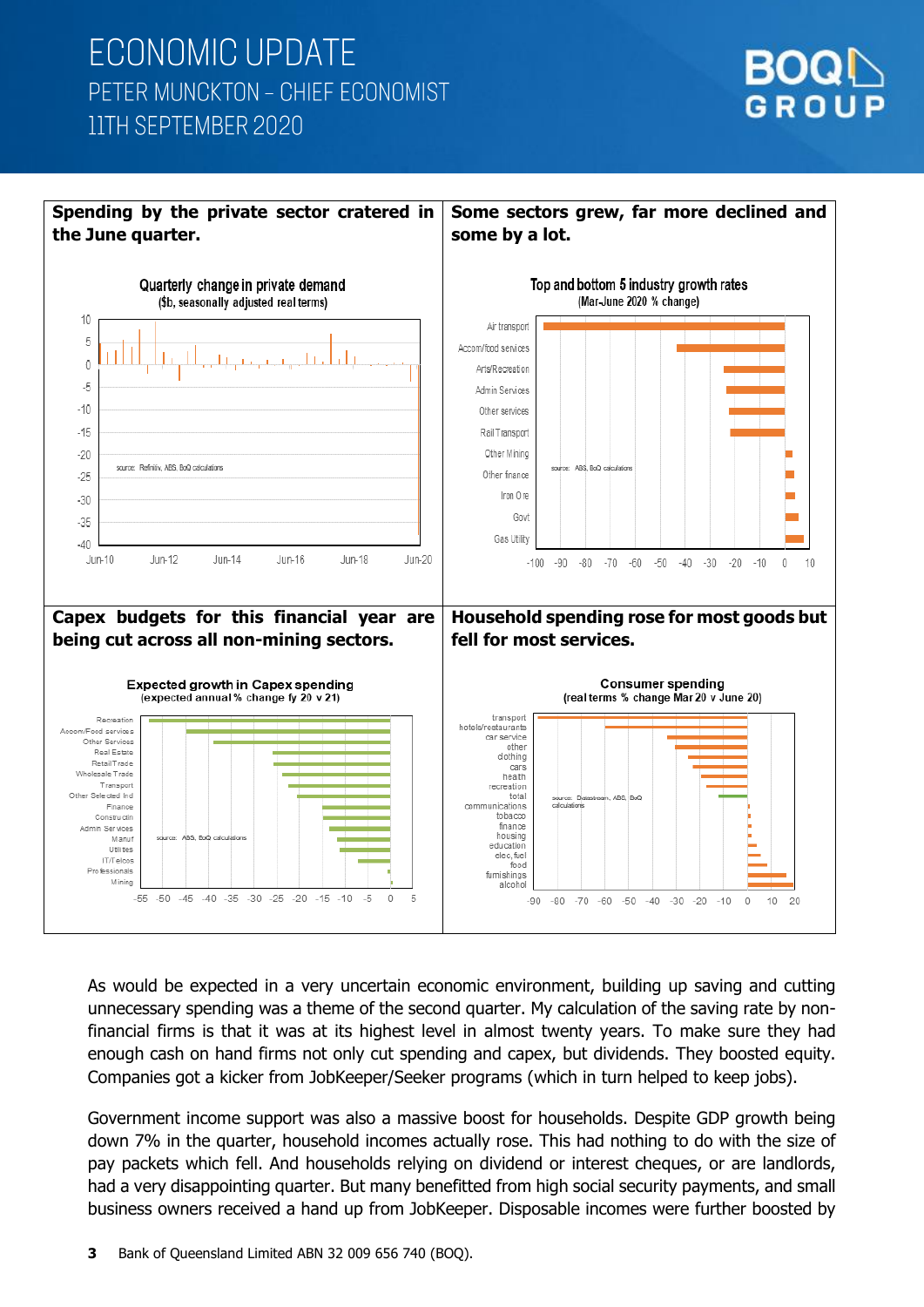**Spending by the private sector cratered in the June quarter.**

Quarterly change in private demand
($b, seasonally adjusted real terms)

10
5
0
-5
-10
-15
-20
-25
-30
-35
-40

Jun-10 Jun-12 Jun-14 Jun-16 Jun-18 Jun-20

source: Refinitiv, ABS, BoQ calculations

**Some sectors grew, far more declined and some by a lot.**

Top and bottom 5 industry growth rates
(Mar-June 2020 % change)

Air transport
Accom/food services
Arts/Recreation
Admin Services
Other services
Rail Transport
Other Mining
Other finance
Iron Ore
Govt
Gas Utility

-100 -90 -80 -70 -60 -50 -40 -30 -20 -10 0 10

source: ABS, BoQ calculations

**Capex budgets for this financial year are being cut across all non-mining sectors.**

Expected growth in Capex spending
(expected annual % change fy 20 v 21)

Recreation
Accom/Food services
Other Services
Real Estate
Retail Trade
Wholesale Trade
Transport
Other Selected Ind
Finance
Construction
Admin Services
Manuf
Utilities
IT/Telcos
Professionals
Mining

-55 -50 -45 -40 -35 -30 -25 -20 -15 -10 -5 0 5

source: ABS, BoQ calculations

**Household spending rose for most goods but fell for most services.**

Consumer spending
(real terms % change Mar 20 v June 20)

transport
hotels/restaurants
car service
other
clothing
cars
health
recreation
total
communications
tobacco
finance
housing
education
elec, fuel
food
furnishings
alcohol

-90 -80 -70 -60 -50 -40 -30 -20 -10 0 10 20

source: Datastream, ABS, BoQ calculations

As would be expected in a very uncertain economic environment, building up saving and cutting unnecessary spending was a theme of the second quarter. My calculation of the saving rate by non-financial firms is that it was at its highest level in almost twenty years. To make sure they had enough cash on hand firms not only cut spending and capex, but dividends. They boosted equity. Companies got a kicker from JobKeeper/Seeker programs (which in turn helped to keep jobs).

Government income support was also a massive boost for households. Despite GDP growth being down 7% in the quarter, household incomes actually rose. This had nothing to do with the size of pay packets which fell. And households relying on dividend or interest cheques, or are landlords, had a very disappointing quarter. But many benefitted from high social security payments, and small business owners received a hand up from JobKeeper. Disposable incomes were further boosted by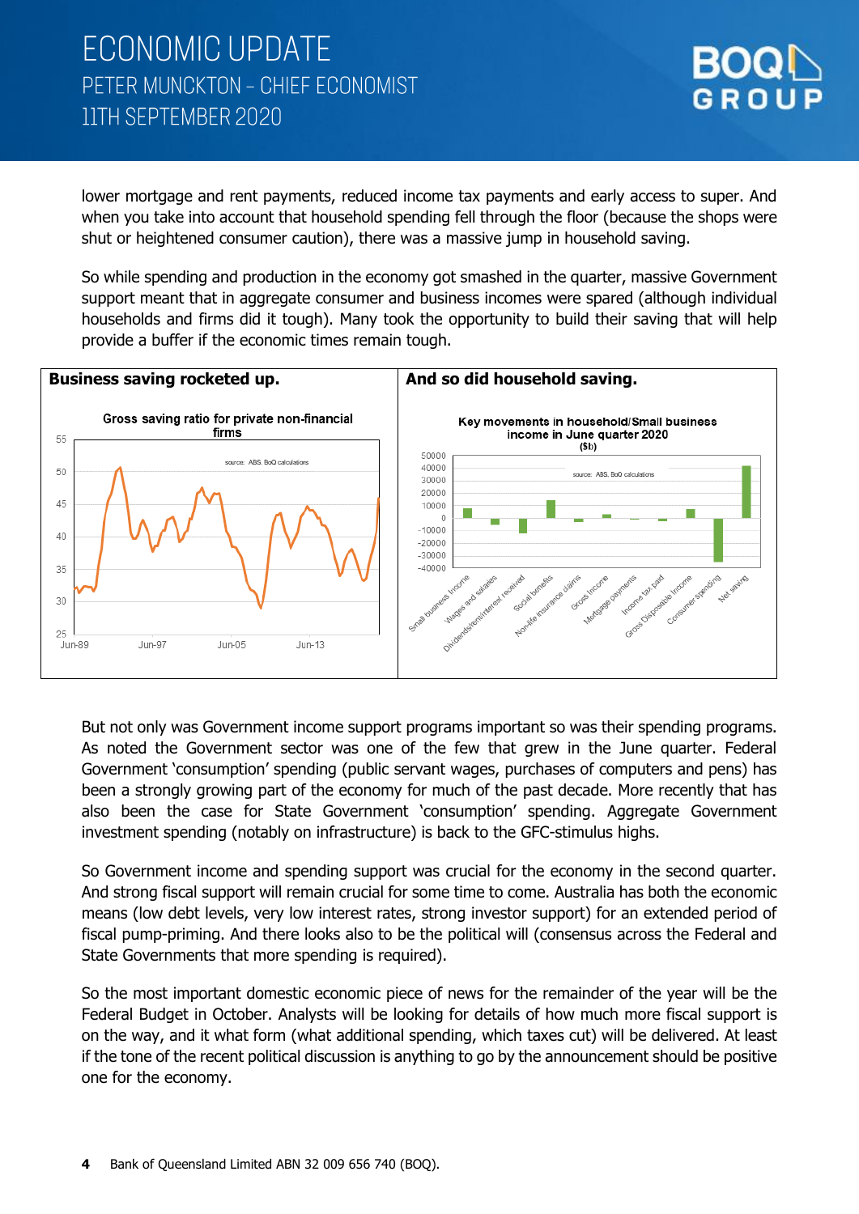lower mortgage and rent payments, reduced income tax payments and early access to super. And when you take into account that household spending fell through the floor (because the shops were shut or heightened consumer caution), there was a massive jump in household saving.

So while spending and production in the economy got smashed in the quarter, massive Government support meant that in aggregate consumer and business incomes were spared (although individual households and firms did it tough). Many took the opportunity to build their saving that will help provide a buffer if the economic times remain tough.

**Business saving rocketed up.**

Gross saving ratio for private non-financial firms

source: ABS, BoQ calculations

55
50
45
40
35
30
25

Jun-89
Jun-97
Jun-05
Jun-13

**And so did household saving.**

Key movements in household/Small business income in June quarter 2020 ($b)

source: ABS, BoQ calculations

50000
40000
30000
20000
10000
0
-10000
-20000
-30000
-40000

Small business income
Wages and salaries
Dividends/rent/interest received
Social benefits
Non-life insurance claims
Gross income
Mortgage payments
Income tax paid
Gross Disposable Income
Consumer spending
Net saving

But not only was Government income support programs important so was their spending programs. As noted the Government sector was one of the few that grew in the June quarter. Federal Government 'consumption' spending (public servant wages, purchases of computers and pens) has been a strongly growing part of the economy for much of the past decade. More recently that has also been the case for State Government 'consumption' spending. Aggregate Government investment spending (notably on infrastructure) is back to the GFC-stimulus highs.

So Government income and spending support was crucial for the economy in the second quarter. And strong fiscal support will remain crucial for some time to come. Australia has both the economic means (low debt levels, very low interest rates, strong investor support) for an extended period of fiscal pump-priming. And there looks also to be the political will (consensus across the Federal and State Governments that more spending is required).

So the most important domestic economic piece of news for the remainder of the year will be the Federal Budget in October. Analysts will be looking for details of how much more fiscal support is on the way, and it what form (what additional spending, which taxes cut) will be delivered. At least if the tone of the recent political discussion is anything to go by the announcement should be positive one for the economy.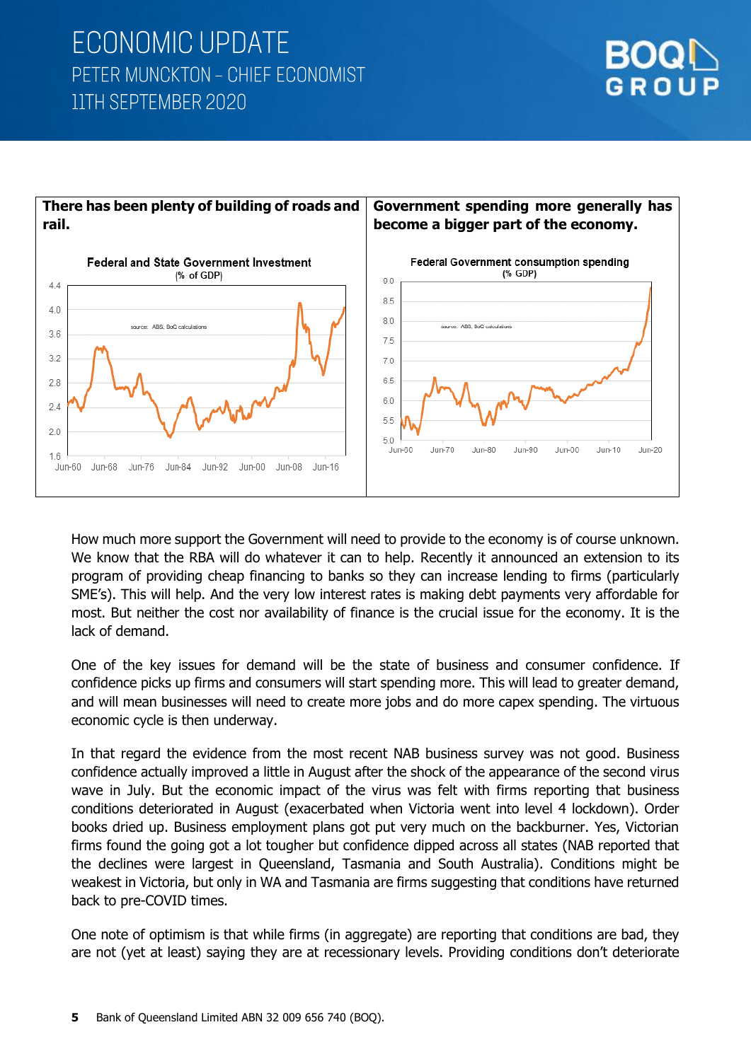**There has been plenty of building of roads and rail.**

Federal and State Government Investment
(% of GDP)

4.4
4.0
3.6
3.2
2.8
2.4
2.0
1.6

source: ABS, BoQ calculations

Jun-60 Jun-68 Jun-76 Jun-84 Jun-92 Jun-00 Jun-08 Jun-16

**Government spending more generally has become a bigger part of the economy.**

Federal Government consumption spending
(% GDP)

9.0
8.5
8.0
7.5
7.0
6.5
6.0
5.5
5.0

source: ABS, BoQ calculations

Jun-60 Jun-70 Jun-80 Jun-90 Jun-00 Jun-10 Jun-20

How much more support the Government will need to provide to the economy is of course unknown. We know that the RBA will do whatever it can to help. Recently it announced an extension to its program of providing cheap financing to banks so they can increase lending to firms (particularly SME's). This will help. And the very low interest rates is making debt payments very affordable for most. But neither the cost nor availability of finance is the crucial issue for the economy. It is the lack of demand.

One of the key issues for demand will be the state of business and consumer confidence. If confidence picks up firms and consumers will start spending more. This will lead to greater demand, and will mean businesses will need to create more jobs and do more capex spending. The virtuous economic cycle is then underway.

In that regard the evidence from the most recent NAB business survey was not good. Business confidence actually improved a little in August after the shock of the appearance of the second virus wave in July. But the economic impact of the virus was felt with firms reporting that business conditions deteriorated in August (exacerbated when Victoria went into level 4 lockdown). Order books dried up. Business employment plans got put very much on the backburner. Yes, Victorian firms found the going got a lot tougher but confidence dipped across all states (NAB reported that the declines were largest in Queensland, Tasmania and South Australia). Conditions might be weakest in Victoria, but only in WA and Tasmania are firms suggesting that conditions have returned back to pre-COVID times.

One note of optimism is that while firms (in aggregate) are reporting that conditions are bad, they are not (yet at least) saying they are at recessionary levels. Providing conditions don't deteriorate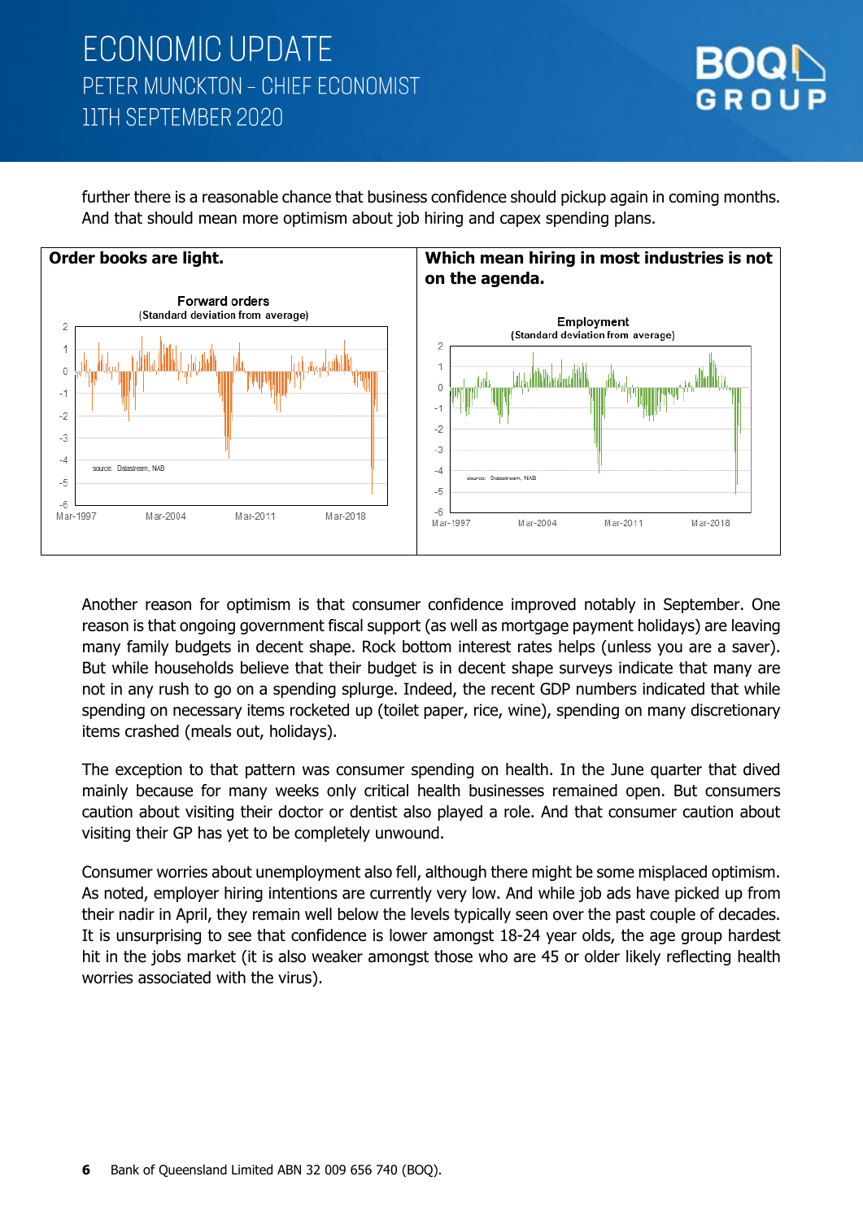further there is a reasonable chance that business confidence should pickup again in coming months. And that should mean more optimism about job hiring and capex spending plans.

**Order books are light.**

Forward orders
(Standard deviation from average)

2
1
0
-1
-2
-3
-4
-5
-6

source: Datastream, NAB

Mar-1997 Mar-2004 Mar-2011 Mar-2018

**Which mean hiring in most industries is not on the agenda.**

Employment
(Standard deviation from average)

2
1
0
-1
-2
-3
-4
-5
-6

sources: Datastream, NAB

Mar-1997 Mar-2004 Mar-2011 Mar-2018

Another reason for optimism is that consumer confidence improved notably in September. One reason is that ongoing government fiscal support (as well as mortgage payment holidays) are leaving many family budgets in decent shape. Rock bottom interest rates helps (unless you are a saver). But while households believe that their budget is in decent shape surveys indicate that many are not in any rush to go on a spending splurge. Indeed, the recent GDP numbers indicated that while spending on necessary items rocketed up (toilet paper, rice, wine), spending on many discretionary items crashed (meals out, holidays).

The exception to that pattern was consumer spending on health. In the June quarter that dived mainly because for many weeks only critical health businesses remained open. But consumers caution about visiting their doctor or dentist also played a role. And that consumer caution about visiting their GP has yet to be completely unwound.

Consumer worries about unemployment also fell, although there might be some misplaced optimism. As noted, employer hiring intentions are currently very low. And while job ads have picked up from their nadir in April, they remain well below the levels typically seen over the past couple of decades. It is unsurprising to see that confidence is lower amongst 18-24 year olds, the age group hardest hit in the jobs market (it is also weaker amongst those who are 45 or older likely reflecting health worries associated with the virus).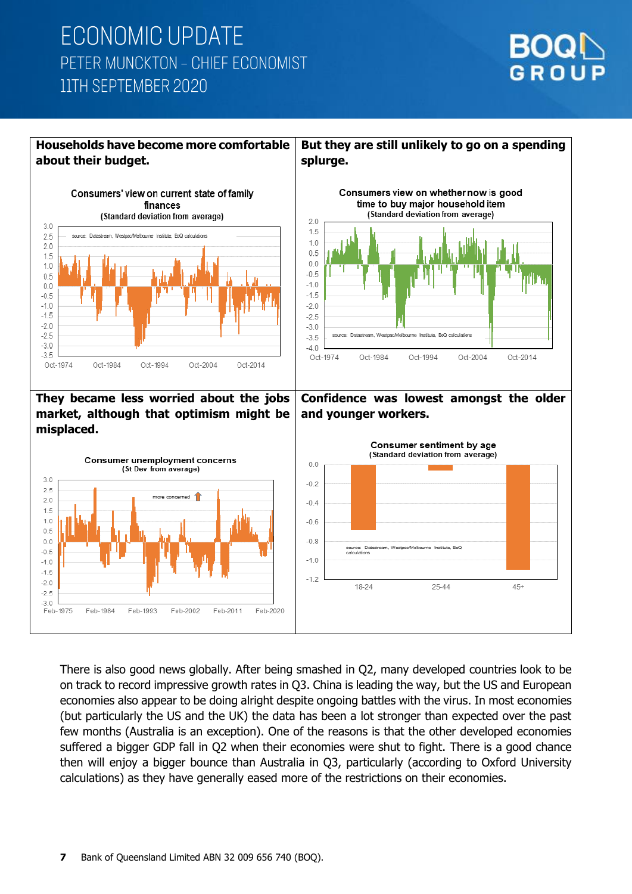**Households have become more comfortable about their budget.**

Consumers' view on current state of family finances
(Standard deviation from average)

3.0
2.5
2.0
1.5
1.0
0.5
0.0
-0.5
-1.0
-1.5
-2.0
-2.5
-3.0
-3.5

source: Datastream, Westpac/Melbourne Institute, BoQ calculations

Oct-1974 Oct-1984 Oct-1994 Oct-2004 Oct-2014

**But they are still unlikely to go on a spending splurge.**

Consumers view on whether now is good time to buy major household item
(Standard deviation from average)

2.0
1.5
1.0
0.5
0.0
-0.5
-1.0
-1.5
-2.0
-2.5
-3.0
-3.5
-4.0

source: Datastream, Westpac/Melbourne Institute, BoQ calculations

Oct-1974 Oct-1984 Oct-1994 Oct-2004 Oct-2014

**They became less worried about the jobs market, although that optimism might be misplaced.**

Consumer unemployment concerns
(St Dev from average)

3.0
2.5
2.0
1.5
1.0
0.5
0.0
-0.5
-1.0
-1.5
-2.0
-2.5
-3.0

more concerned

Feb-1975 Feb-1984 Feb-1993 Feb-2002 Feb-2011 Feb-2020

**Confidence was lowest amongst the older and younger workers.**

Consumer sentiment by age
(Standard deviation from average)

0.0
-0.2
-0.4
-0.6
-0.8
-1.0
-1.2

source: Datastream, Westpac/Melbourne Institute, BoQ calculations

18-24 25-44 45+

There is also good news globally. After being smashed in Q2, many developed countries look to be on track to record impressive growth rates in Q3. China is leading the way, but the US and European economies also appear to be doing alright despite ongoing battles with the virus. In most economies (but particularly the US and the UK) the data has been a lot stronger than expected over the past few months (Australia is an exception). One of the reasons is that the other developed economies suffered a bigger GDP fall in Q2 when their economies were shut to fight. There is a good chance then will enjoy a bigger bounce than Australia in Q3, particularly (according to Oxford University calculations) as they have generally eased more of the restrictions on their economies.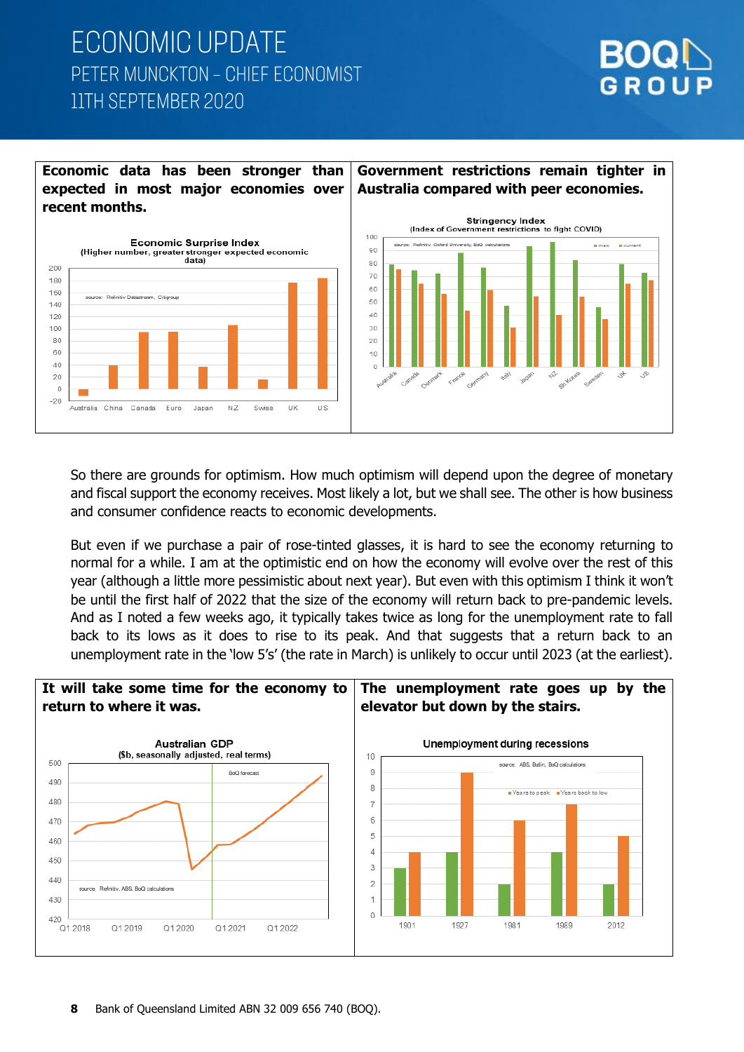# ECONOMIC UPDATE

PETER MUNCKTON – CHIEF ECONOMIST

11TH SEPTEMBER 2020

**Economic data has been stronger than expected in most major economies over recent months.**

Economic Surprise Index
(Higher number, greater stronger expected economic data)

200
180
160
140
120
100
80
60
40
20
0
-20

source: Refinitiv Datastream, Citigroup

Australia China Canada Euro Japan NZ Swiss UK US

**Government restrictions remain tighter in Australia compared with peer economies.**

Stringency Index
(Index of Government restrictions to fight COVID)

100
90
80
70
60
50
40
30
20
10
0

source: Refinitiv, Oxford University, BoQ calculations

max current

Australia Canada Denmark France Germany Italy Japan NZ Sth Korea Sweden UK US

So there are grounds for optimism. How much optimism will depend upon the degree of monetary and fiscal support the economy receives. Most likely a lot, but we shall see. The other is how business and consumer confidence reacts to economic developments.

But even if we purchase a pair of rose-tinted glasses, it is hard to see the economy returning to normal for a while. I am at the optimistic end on how the economy will evolve over the rest of this year (although a little more pessimistic about next year). But even with this optimism I think it won't be until the first half of 2022 that the size of the economy will return back to pre-pandemic levels. And as I noted a few weeks ago, it typically takes twice as long for the unemployment rate to fall back to its lows as it does to rise to its peak. And that suggests that a return back to an unemployment rate in the 'low 5's' (the rate in March) is unlikely to occur until 2023 (at the earliest).

**It will take some time for the economy to return to where it was.**

Australian GDP
($b, seasonally adjusted, real terms)

500
490
480
470
460
450
440
430
420

BoQ forecast

source: Refinitiv, ABS, BoQ calculations

Q1 2018 Q1 2019 Q1 2020 Q1 2021 Q1 2022

**The unemployment rate goes up by the elevator but down by the stairs.**

Unemployment during recessions

10
9
8
7
6
5
4
3
2
1
0

source: ABS, Butlin, BoQ calculations

Years to peak Years back to low

1901 1927 1981 1989 2012

Bank of Queensland Limited ABN 32 009 656 740 (BOQ).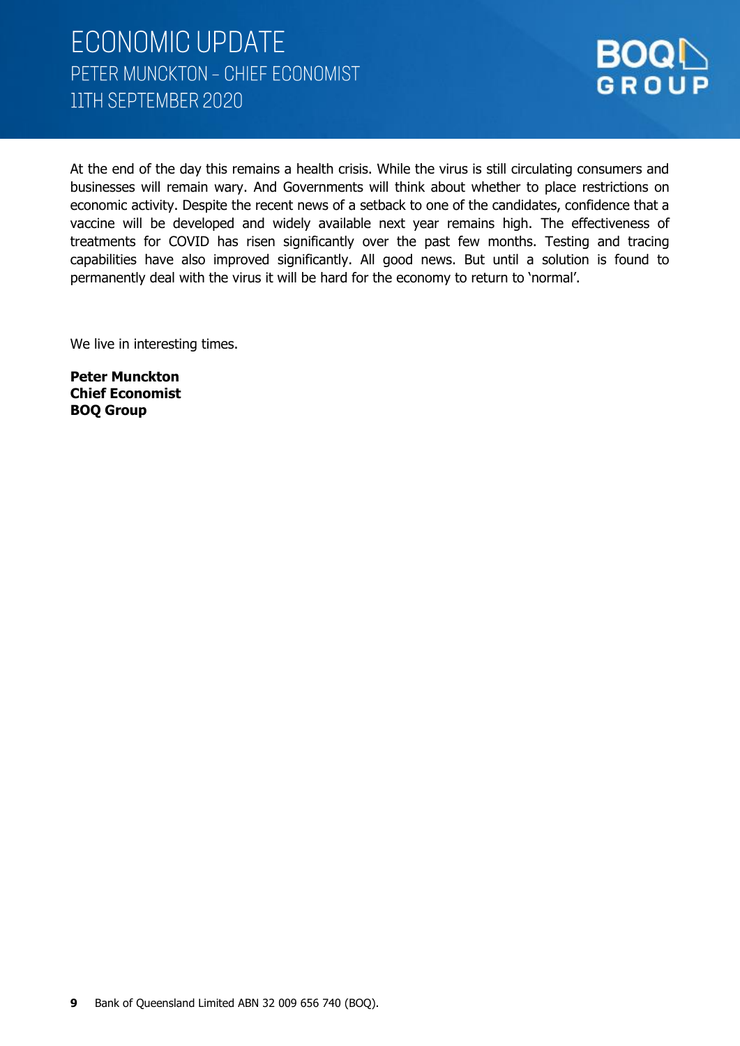At the end of the day this remains a health crisis. While the virus is still circulating consumers and businesses will remain wary. And Governments will think about whether to place restrictions on economic activity. Despite the recent news of a setback to one of the candidates, confidence that a vaccine will be developed and widely available next year remains high. The effectiveness of treatments for COVID has risen significantly over the past few months. Testing and tracing capabilities have also improved significantly. All good news. But until a solution is found to permanently deal with the virus it will be hard for the economy to return to 'normal'.

We live in interesting times.

**Peter Munckton**
**Chief Economist**
**BOQ Group**